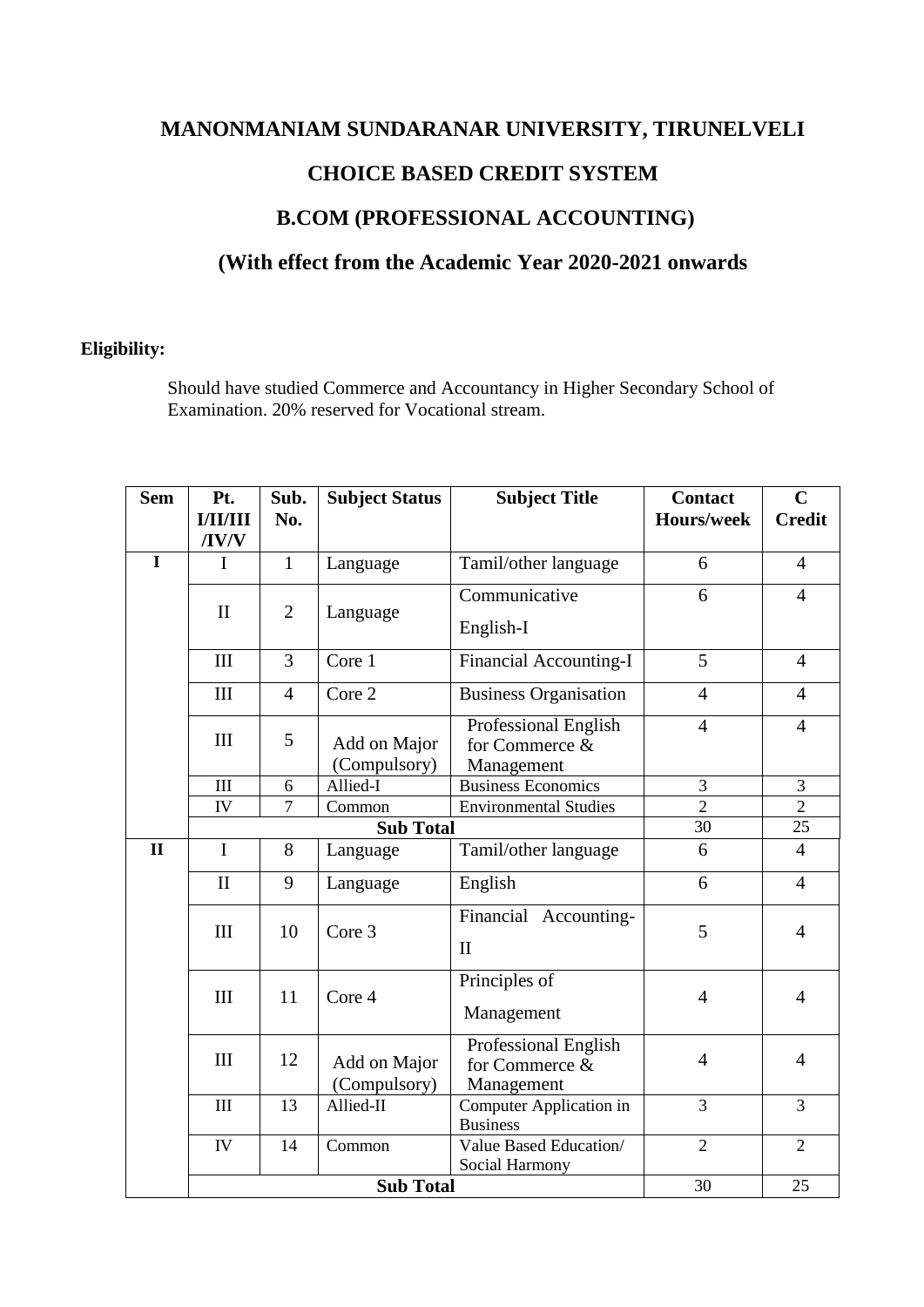# MANONMANIAM SUNDARANAR UNIVERSITY, TIRUNELVELI

## CHOICE BASED CREDIT SYSTEM

## B.COM (PROFESSIONAL ACCOUNTING)

## (With effect from the Academic Year 2020-2021 onwards

**Eligibility:**

Should have studied Commerce and Accountancy in Higher Secondary School of Examination. 20% reserved for Vocational stream.

| Sem | Pt. I/II/III /IV/V | Sub. No. | Subject Status | Subject Title | Contact Hours/week | C Credit |
|---|---|---|---|---|---|---|
| I | I | 1 | Language | Tamil/other language | 6 | 4 |
| | II | 2 | Language | Communicative English-I | 6 | 4 |
| | III | 3 | Core 1 | Financial Accounting-I | 5 | 4 |
| | III | 4 | Core 2 | Business Organisation | 4 | 4 |
| | III | 5 | Add on Major (Compulsory) | Professional English for Commerce & Management | 4 | 4 |
| | III | 6 | Allied-I | Business Economics | 3 | 3 |
| | IV | 7 | Common | Environmental Studies | 2 | 2 |
| | **Sub Total** | | | | 30 | 25 |
| II | I | 8 | Language | Tamil/other language | 6 | 4 |
| | II | 9 | Language | English | 6 | 4 |
| | III | 10 | Core 3 | Financial Accounting-II | 5 | 4 |
| | III | 11 | Core 4 | Principles of Management | 4 | 4 |
| | III | 12 | Add on Major (Compulsory) | Professional English for Commerce & Management | 4 | 4 |
| | III | 13 | Allied-II | Computer Application in Business | 3 | 3 |
| | IV | 14 | Common | Value Based Education/ Social Harmony | 2 | 2 |
| | **Sub Total** | | | | 30 | 25 |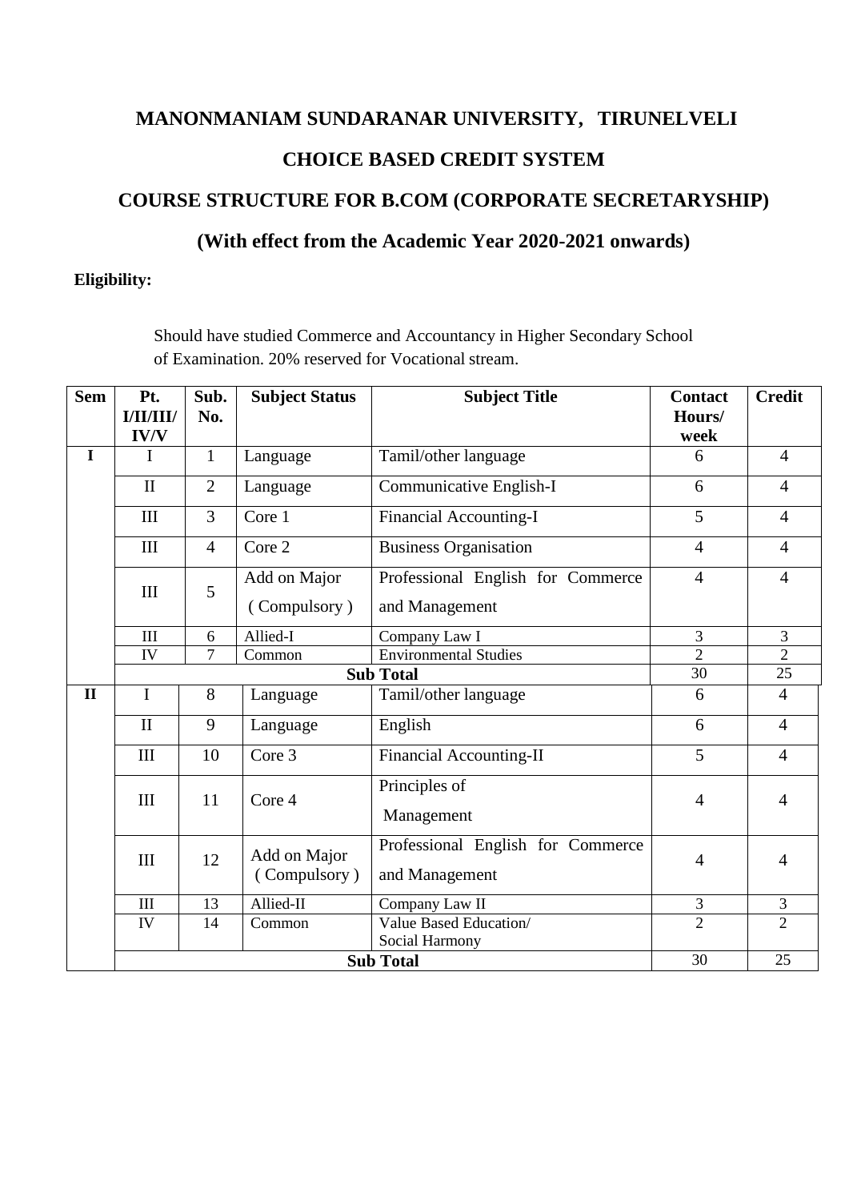# MANONMANIAM SUNDARANAR UNIVERSITY, TIRUNELVELI

## CHOICE BASED CREDIT SYSTEM

## COURSE STRUCTURE FOR B.COM (CORPORATE SECRETARYSHIP)

## (With effect from the Academic Year 2020-2021 onwards)

**Eligibility:**

Should have studied Commerce and Accountancy in Higher Secondary School of Examination. 20% reserved for Vocational stream.

| Sem | Pt. I/II/III/ IV/V | Sub. No. | Subject Status | Subject Title | Contact Hours/ week | Credit |
|---|---|---|---|---|---|---|
| I | I | 1 | Language | Tamil/other language | 6 | 4 |
| | II | 2 | Language | Communicative English-I | 6 | 4 |
| | III | 3 | Core 1 | Financial Accounting-I | 5 | 4 |
| | III | 4 | Core 2 | Business Organisation | 4 | 4 |
| | III | 5 | Add on Major ( Compulsory ) | Professional English for Commerce and Management | 4 | 4 |
| | III | 6 | Allied-I | Company Law I | 3 | 3 |
| | IV | 7 | Common | Environmental Studies | 2 | 2 |
| | **Sub Total** | | | | 30 | 25 |
| II | I | 8 | Language | Tamil/other language | 6 | 4 |
| | II | 9 | Language | English | 6 | 4 |
| | III | 10 | Core 3 | Financial Accounting-II | 5 | 4 |
| | III | 11 | Core 4 | Principles of Management | 4 | 4 |
| | III | 12 | Add on Major ( Compulsory ) | Professional English for Commerce and Management | 4 | 4 |
| | III | 13 | Allied-II | Company Law II | 3 | 3 |
| | IV | 14 | Common | Value Based Education/ Social Harmony | 2 | 2 |
| | **Sub Total** | | | | 30 | 25 |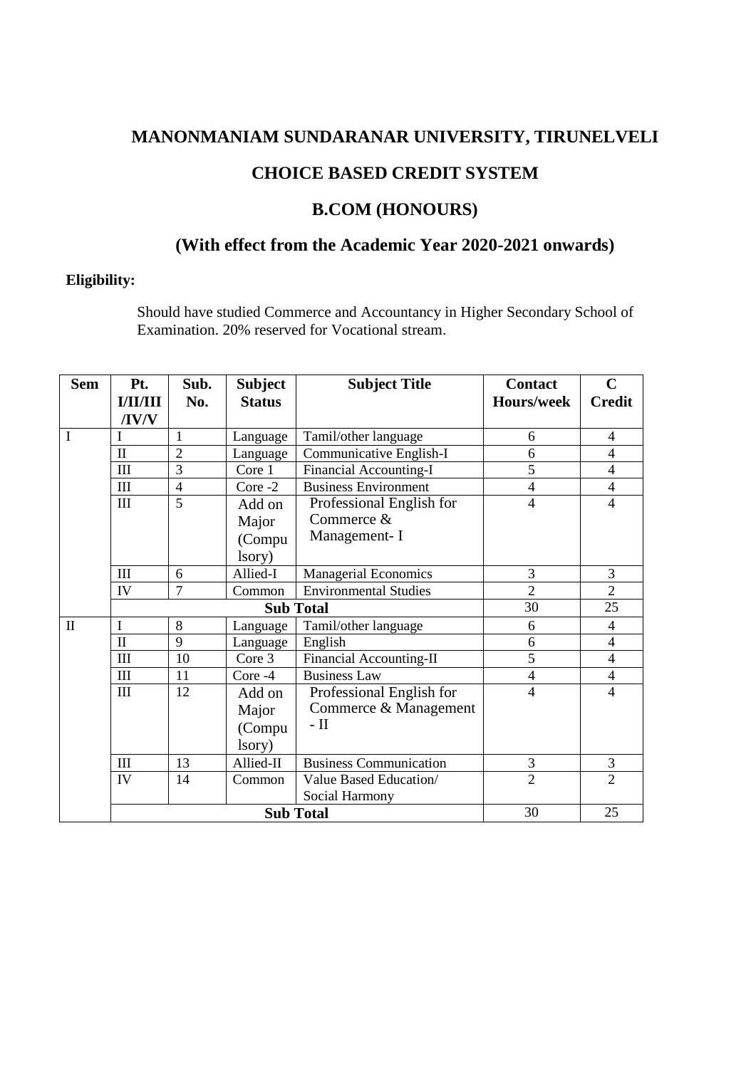# MANONMANIAM SUNDARANAR UNIVERSITY, TIRUNELVELI

## CHOICE BASED CREDIT SYSTEM

## B.COM (HONOURS)

## (With effect from the Academic Year 2020-2021 onwards)

**Eligibility:**

Should have studied Commerce and Accountancy in Higher Secondary School of Examination. 20% reserved for Vocational stream.

| Sem | Pt. I/II/III /IV/V | Sub. No. | Subject Status | Subject Title | Contact Hours/week | C Credit |
|---|---|---|---|---|---|---|
| I | I | 1 | Language | Tamil/other language | 6 | 4 |
| | II | 2 | Language | Communicative English-I | 6 | 4 |
| | III | 3 | Core 1 | Financial Accounting-I | 5 | 4 |
| | III | 4 | Core -2 | Business Environment | 4 | 4 |
| | III | 5 | Add on Major (Compulsory) | Professional English for Commerce & Management- I | 4 | 4 |
| | III | 6 | Allied-I | Managerial Economics | 3 | 3 |
| | IV | 7 | Common | Environmental Studies | 2 | 2 |
| | **Sub Total** | | | | 30 | 25 |
| II | I | 8 | Language | Tamil/other language | 6 | 4 |
| | II | 9 | Language | English | 6 | 4 |
| | III | 10 | Core 3 | Financial Accounting-II | 5 | 4 |
| | III | 11 | Core -4 | Business Law | 4 | 4 |
| | III | 12 | Add on Major (Compulsory) | Professional English for Commerce & Management - II | 4 | 4 |
| | III | 13 | Allied-II | Business Communication | 3 | 3 |
| | IV | 14 | Common | Value Based Education/ Social Harmony | 2 | 2 |
| | **Sub Total** | | | | 30 | 25 |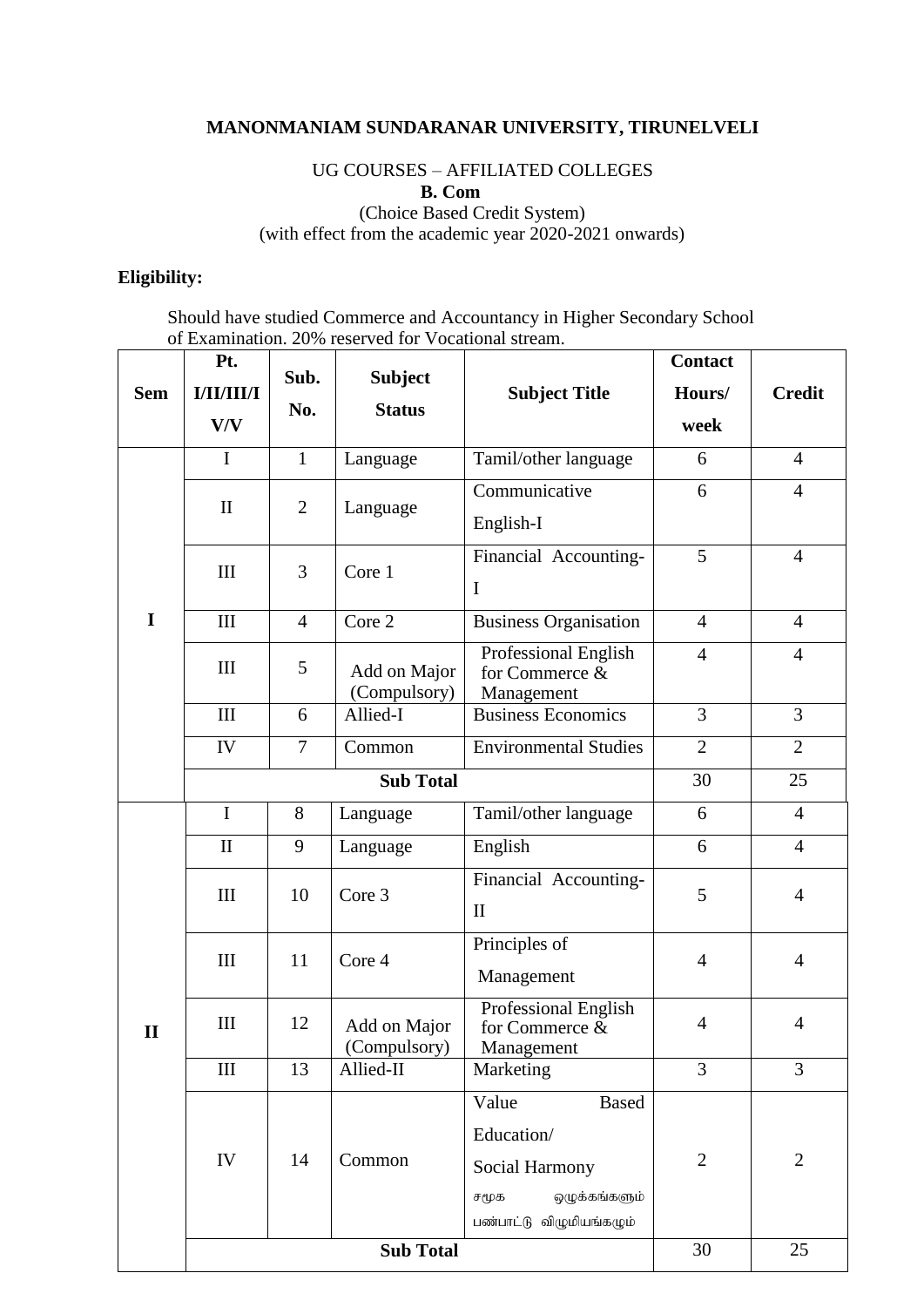**MANONMANIAM SUNDARANAR UNIVERSITY, TIRUNELVELI**

UG COURSES – AFFILIATED COLLEGES

**B. Com**

(Choice Based Credit System)

(with effect from the academic year 2020-2021 onwards)

**Eligibility:**

Should have studied Commerce and Accountancy in Higher Secondary School of Examination. 20% reserved for Vocational stream.

| Sem | Pt. I/II/III/IV/V | Sub. No. | Subject Status | Subject Title | Contact Hours/ week | Credit |
|---|---|---|---|---|---|---|
| I | I | 1 | Language | Tamil/other language | 6 | 4 |
| | II | 2 | Language | Communicative English-I | 6 | 4 |
| | III | 3 | Core 1 | Financial Accounting-I | 5 | 4 |
| | III | 4 | Core 2 | Business Organisation | 4 | 4 |
| | III | 5 | Add on Major (Compulsory) | Professional English for Commerce & Management | 4 | 4 |
| | III | 6 | Allied-I | Business Economics | 3 | 3 |
| | IV | 7 | Common | Environmental Studies | 2 | 2 |
| | **Sub Total** | | | | 30 | 25 |
| II | I | 8 | Language | Tamil/other language | 6 | 4 |
| | II | 9 | Language | English | 6 | 4 |
| | III | 10 | Core 3 | Financial Accounting-II | 5 | 4 |
| | III | 11 | Core 4 | Principles of Management | 4 | 4 |
| | III | 12 | Add on Major (Compulsory) | Professional English for Commerce & Management | 4 | 4 |
| | III | 13 | Allied-II | Marketing | 3 | 3 |
| | IV | 14 | Common | Value Based Education/ Social Harmony சமூக ஒழுக்கங்களும் பண்பாட்டு விழுமியங்கழும் | 2 | 2 |
| | **Sub Total** | | | | 30 | 25 |